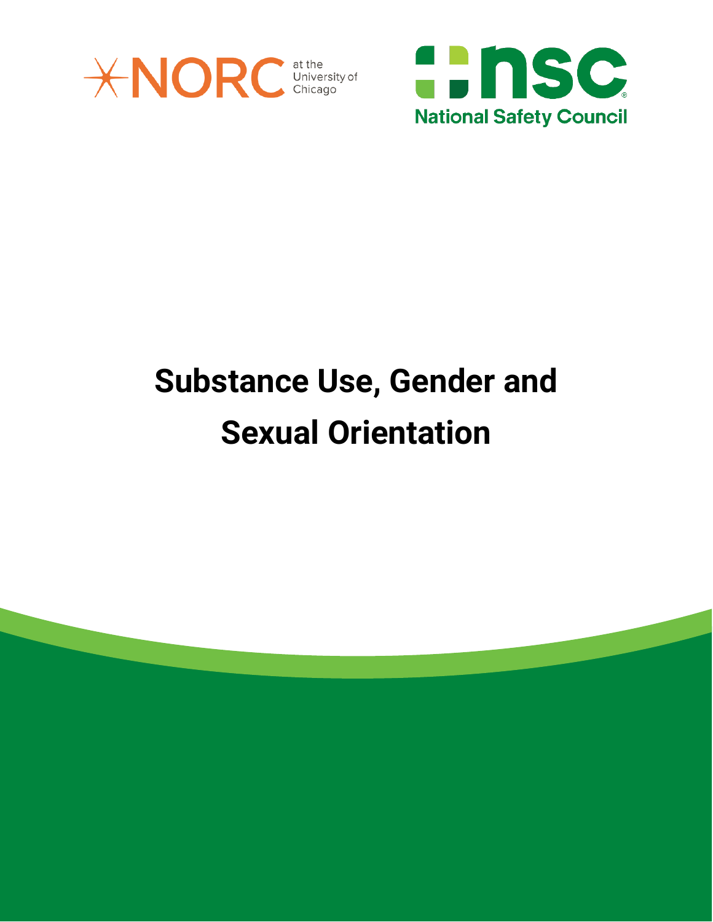NORC at the University of Chicago

National Safety Council

# Substance Use, Gender and Sexual Orientation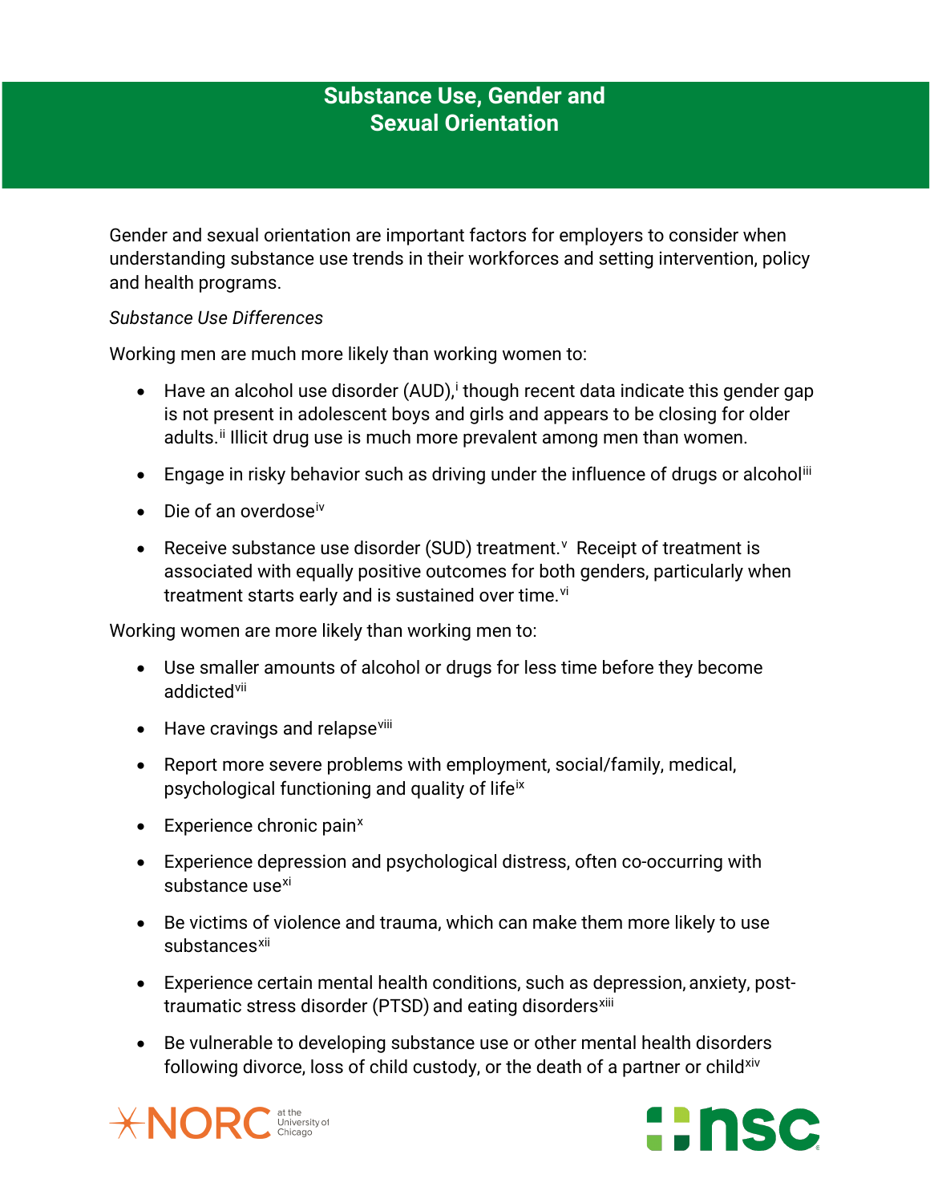# Substance Use, Gender and Sexual Orientation

Gender and sexual orientation are important factors for employers to consider when understanding substance use trends in their workforces and setting intervention, policy and health programs.

*Substance Use Differences*

Working men are much more likely than working women to:

- Have an alcohol use disorder (AUD),[i] though recent data indicate this gender gap is not present in adolescent boys and girls and appears to be closing for older adults.[ii] Illicit drug use is much more prevalent among men than women.
- Engage in risky behavior such as driving under the influence of drugs or alcohol[iii]
- Die of an overdose[iv]
- Receive substance use disorder (SUD) treatment.[v] Receipt of treatment is associated with equally positive outcomes for both genders, particularly when treatment starts early and is sustained over time.[vi]

Working women are more likely than working men to:

- Use smaller amounts of alcohol or drugs for less time before they become addicted[vii]
- Have cravings and relapse[viii]
- Report more severe problems with employment, social/family, medical, psychological functioning and quality of life[ix]
- Experience chronic pain[x]
- Experience depression and psychological distress, often co-occurring with substance use[xi]
- Be victims of violence and trauma, which can make them more likely to use substances[xii]
- Experience certain mental health conditions, such as depression, anxiety, post-traumatic stress disorder (PTSD) and eating disorders[xiii]
- Be vulnerable to developing substance use or other mental health disorders following divorce, loss of child custody, or the death of a partner or child[xiv]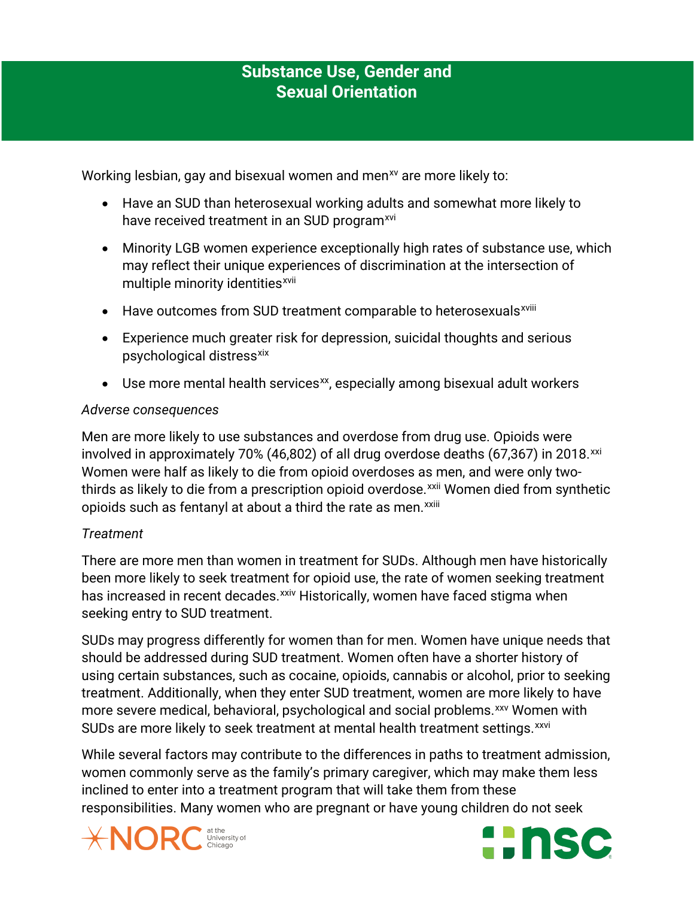## Substance Use, Gender and Sexual Orientation

Working lesbian, gay and bisexual women and men[xv] are more likely to:

- Have an SUD than heterosexual working adults and somewhat more likely to have received treatment in an SUD program[xvi]
- Minority LGB women experience exceptionally high rates of substance use, which may reflect their unique experiences of discrimination at the intersection of multiple minority identities[xvii]
- Have outcomes from SUD treatment comparable to heterosexuals[xviii]
- Experience much greater risk for depression, suicidal thoughts and serious psychological distress[xix]
- Use more mental health services[xx], especially among bisexual adult workers

*Adverse consequences*

Men are more likely to use substances and overdose from drug use. Opioids were involved in approximately 70% (46,802) of all drug overdose deaths (67,367) in 2018.[xxi] Women were half as likely to die from opioid overdoses as men, and were only two-thirds as likely to die from a prescription opioid overdose.[xxii] Women died from synthetic opioids such as fentanyl at about a third the rate as men.[xxiii]

*Treatment*

There are more men than women in treatment for SUDs. Although men have historically been more likely to seek treatment for opioid use, the rate of women seeking treatment has increased in recent decades.[xxiv] Historically, women have faced stigma when seeking entry to SUD treatment.

SUDs may progress differently for women than for men. Women have unique needs that should be addressed during SUD treatment. Women often have a shorter history of using certain substances, such as cocaine, opioids, cannabis or alcohol, prior to seeking treatment. Additionally, when they enter SUD treatment, women are more likely to have more severe medical, behavioral, psychological and social problems.[xxv] Women with SUDs are more likely to seek treatment at mental health treatment settings.[xxvi]

While several factors may contribute to the differences in paths to treatment admission, women commonly serve as the family's primary caregiver, which may make them less inclined to enter into a treatment program that will take them from these responsibilities. Many women who are pregnant or have young children do not seek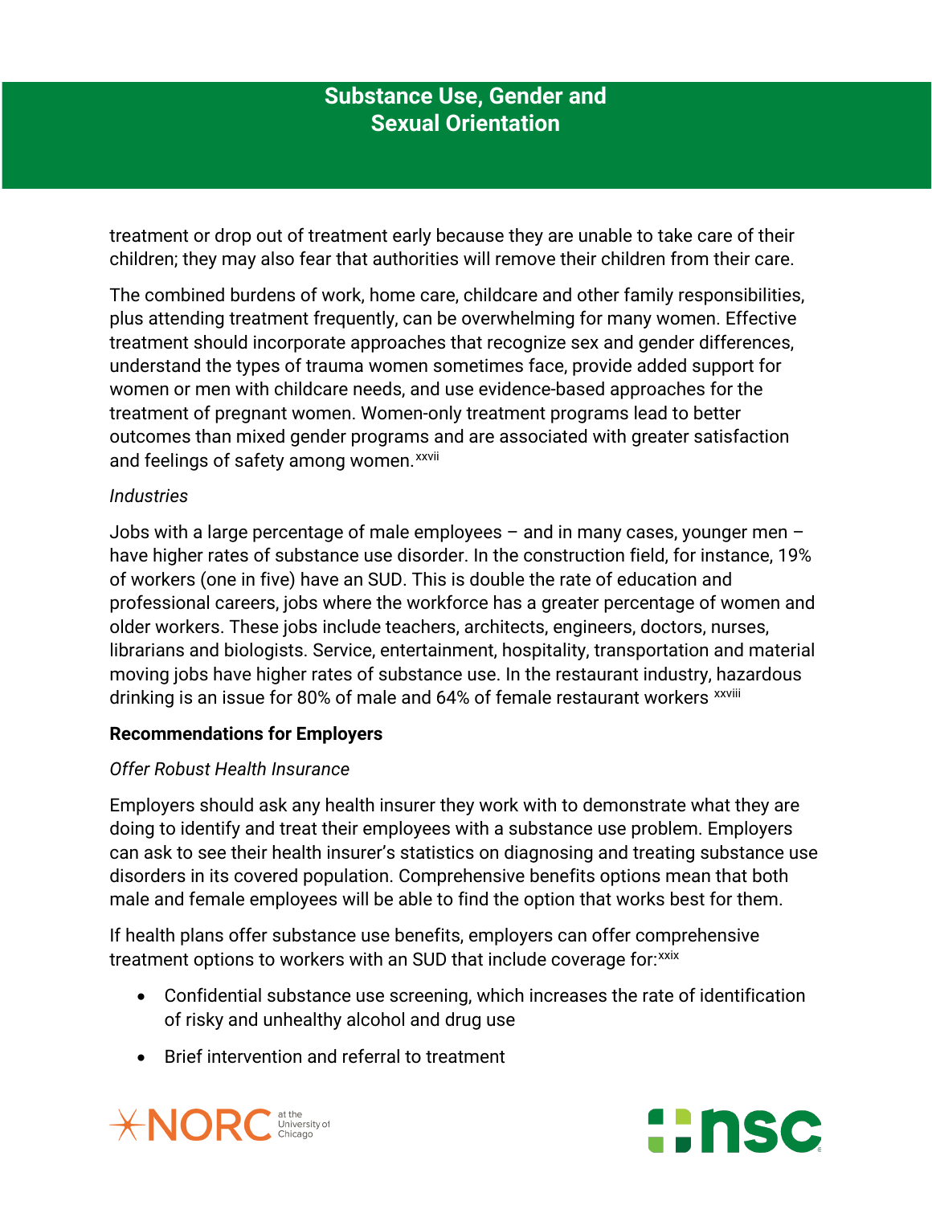treatment or drop out of treatment early because they are unable to take care of their children; they may also fear that authorities will remove their children from their care.

The combined burdens of work, home care, childcare and other family responsibilities, plus attending treatment frequently, can be overwhelming for many women. Effective treatment should incorporate approaches that recognize sex and gender differences, understand the types of trauma women sometimes face, provide added support for women or men with childcare needs, and use evidence-based approaches for the treatment of pregnant women. Women-only treatment programs lead to better outcomes than mixed gender programs and are associated with greater satisfaction and feelings of safety among women.[xxvii]

*Industries*

Jobs with a large percentage of male employees – and in many cases, younger men – have higher rates of substance use disorder. In the construction field, for instance, 19% of workers (one in five) have an SUD. This is double the rate of education and professional careers, jobs where the workforce has a greater percentage of women and older workers. These jobs include teachers, architects, engineers, doctors, nurses, librarians and biologists. Service, entertainment, hospitality, transportation and material moving jobs have higher rates of substance use. In the restaurant industry, hazardous drinking is an issue for 80% of male and 64% of female restaurant workers [xxviii]

**Recommendations for Employers**

*Offer Robust Health Insurance*

Employers should ask any health insurer they work with to demonstrate what they are doing to identify and treat their employees with a substance use problem. Employers can ask to see their health insurer's statistics on diagnosing and treating substance use disorders in its covered population. Comprehensive benefits options mean that both male and female employees will be able to find the option that works best for them.

If health plans offer substance use benefits, employers can offer comprehensive treatment options to workers with an SUD that include coverage for:[xxix]

- Confidential substance use screening, which increases the rate of identification of risky and unhealthy alcohol and drug use
- Brief intervention and referral to treatment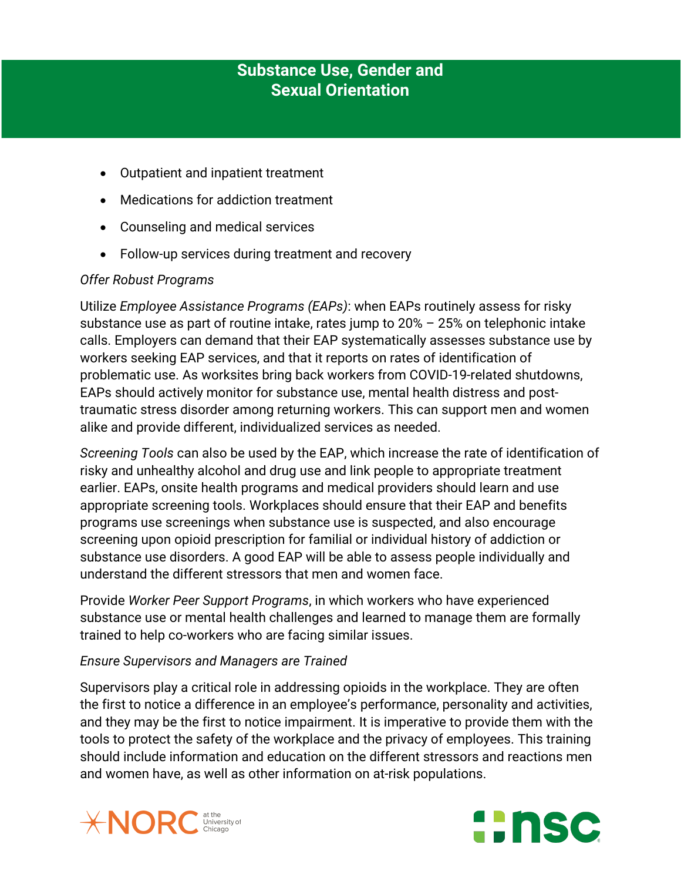- Outpatient and inpatient treatment
- Medications for addiction treatment
- Counseling and medical services
- Follow-up services during treatment and recovery

*Offer Robust Programs*

Utilize *Employee Assistance Programs (EAPs)*: when EAPs routinely assess for risky substance use as part of routine intake, rates jump to 20% – 25% on telephonic intake calls. Employers can demand that their EAP systematically assesses substance use by workers seeking EAP services, and that it reports on rates of identification of problematic use. As worksites bring back workers from COVID-19-related shutdowns, EAPs should actively monitor for substance use, mental health distress and post-traumatic stress disorder among returning workers. This can support men and women alike and provide different, individualized services as needed.

*Screening Tools* can also be used by the EAP, which increase the rate of identification of risky and unhealthy alcohol and drug use and link people to appropriate treatment earlier. EAPs, onsite health programs and medical providers should learn and use appropriate screening tools. Workplaces should ensure that their EAP and benefits programs use screenings when substance use is suspected, and also encourage screening upon opioid prescription for familial or individual history of addiction or substance use disorders. A good EAP will be able to assess people individually and understand the different stressors that men and women face.

Provide *Worker Peer Support Programs*, in which workers who have experienced substance use or mental health challenges and learned to manage them are formally trained to help co-workers who are facing similar issues.

*Ensure Supervisors and Managers are Trained*

Supervisors play a critical role in addressing opioids in the workplace. They are often the first to notice a difference in an employee's performance, personality and activities, and they may be the first to notice impairment. It is imperative to provide them with the tools to protect the safety of the workplace and the privacy of employees. This training should include information and education on the different stressors and reactions men and women have, as well as other information on at-risk populations.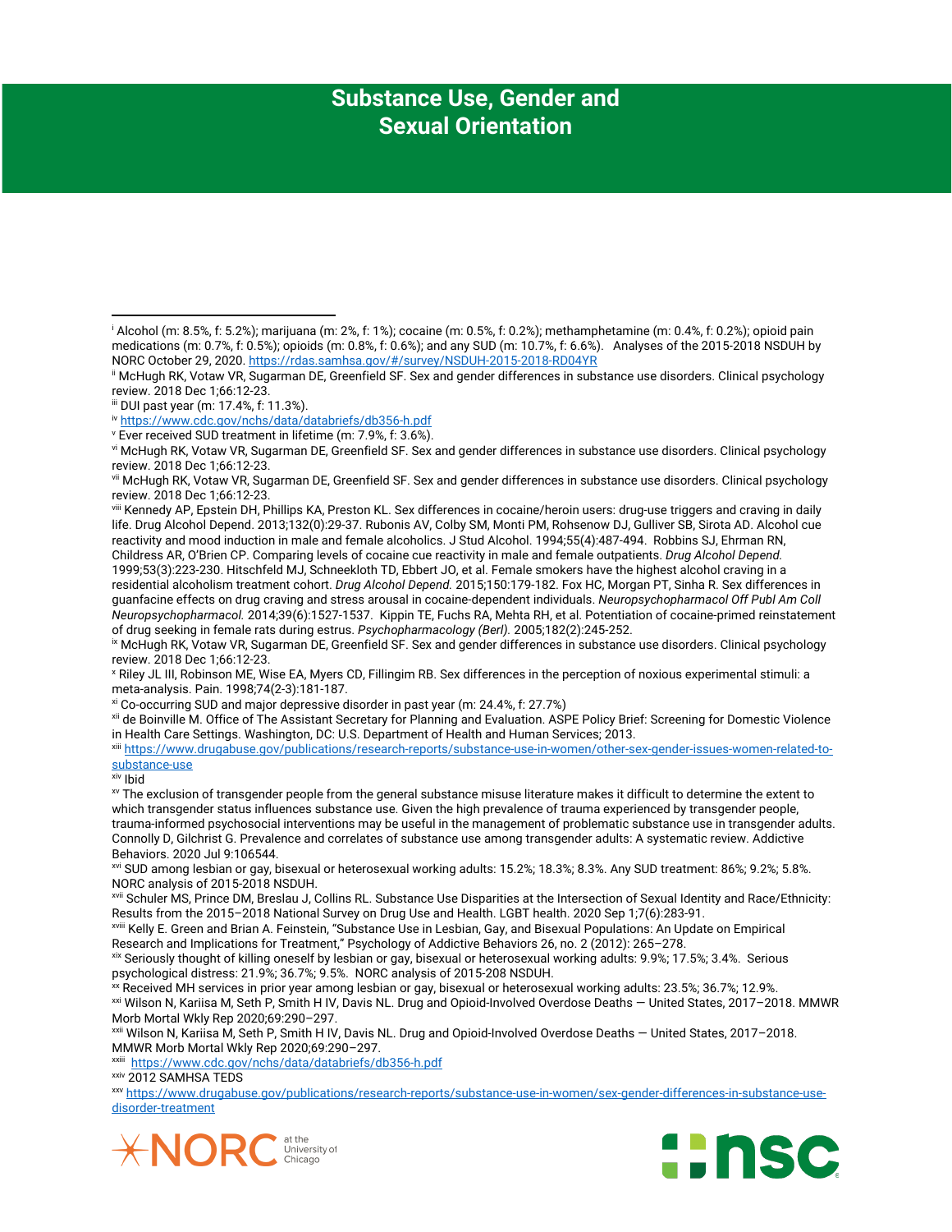# Substance Use, Gender and Sexual Orientation

---

[i] Alcohol (m: 8.5%, f: 5.2%); marijuana (m: 2%, f: 1%); cocaine (m: 0.5%, f: 0.2%); methamphetamine (m: 0.4%, f: 0.2%); opioid pain medications (m: 0.7%, f: 0.5%); opioids (m: 0.8%, f: 0.6%); and any SUD (m: 10.7%, f: 6.6%). Analyses of the 2015-2018 NSDUH by NORC October 29, 2020. https://rdas.samhsa.gov/#/survey/NSDUH-2015-2018-RD04YR

[ii] McHugh RK, Votaw VR, Sugarman DE, Greenfield SF. Sex and gender differences in substance use disorders. Clinical psychology review. 2018 Dec 1;66:12-23.

[iii] DUI past year (m: 17.4%, f: 11.3%).

[iv] https://www.cdc.gov/nchs/data/databriefs/db356-h.pdf

[v] Ever received SUD treatment in lifetime (m: 7.9%, f: 3.6%).

[vi] McHugh RK, Votaw VR, Sugarman DE, Greenfield SF. Sex and gender differences in substance use disorders. Clinical psychology review. 2018 Dec 1;66:12-23.

[vii] McHugh RK, Votaw VR, Sugarman DE, Greenfield SF. Sex and gender differences in substance use disorders. Clinical psychology review. 2018 Dec 1;66:12-23.

[viii] Kennedy AP, Epstein DH, Phillips KA, Preston KL. Sex differences in cocaine/heroin users: drug-use triggers and craving in daily life. Drug Alcohol Depend. 2013;132(0):29-37. Rubonis AV, Colby SM, Monti PM, Rohsenow DJ, Gulliver SB, Sirota AD. Alcohol cue reactivity and mood induction in male and female alcoholics. J Stud Alcohol. 1994;55(4):487-494. Robbins SJ, Ehrman RN, Childress AR, O'Brien CP. Comparing levels of cocaine cue reactivity in male and female outpatients. *Drug Alcohol Depend.* 1999;53(3):223-230. Hitschfeld MJ, Schneekloth TD, Ebbert JO, et al. Female smokers have the highest alcohol craving in a residential alcoholism treatment cohort. *Drug Alcohol Depend.* 2015;150:179-182. Fox HC, Morgan PT, Sinha R. Sex differences in guanfacine effects on drug craving and stress arousal in cocaine-dependent individuals. *Neuropsychopharmacol Off Publ Am Coll Neuropsychopharmacol.* 2014;39(6):1527-1537. Kippin TE, Fuchs RA, Mehta RH, et al. Potentiation of cocaine-primed reinstatement of drug seeking in female rats during estrus. *Psychopharmacology (Berl).* 2005;182(2):245-252.

[ix] McHugh RK, Votaw VR, Sugarman DE, Greenfield SF. Sex and gender differences in substance use disorders. Clinical psychology review. 2018 Dec 1;66:12-23.

[x] Riley JL III, Robinson ME, Wise EA, Myers CD, Fillingim RB. Sex differences in the perception of noxious experimental stimuli: a meta-analysis. Pain. 1998;74(2-3):181-187.

[xi] Co-occurring SUD and major depressive disorder in past year (m: 24.4%, f: 27.7%)

[xii] de Boinville M. Office of The Assistant Secretary for Planning and Evaluation. ASPE Policy Brief: Screening for Domestic Violence in Health Care Settings. Washington, DC: U.S. Department of Health and Human Services; 2013.

[xiii] https://www.drugabuse.gov/publications/research-reports/substance-use-in-women/other-sex-gender-issues-women-related-to-substance-use

[xiv] Ibid

[xv] The exclusion of transgender people from the general substance misuse literature makes it difficult to determine the extent to which transgender status influences substance use. Given the high prevalence of trauma experienced by transgender people, trauma-informed psychosocial interventions may be useful in the management of problematic substance use in transgender adults. Connolly D, Gilchrist G. Prevalence and correlates of substance use among transgender adults: A systematic review. Addictive Behaviors. 2020 Jul 9:106544.

[xvi] SUD among lesbian or gay, bisexual or heterosexual working adults: 15.2%; 18.3%; 8.3%. Any SUD treatment: 86%; 9.2%; 5.8%. NORC analysis of 2015-2018 NSDUH.

[xvii] Schuler MS, Prince DM, Breslau J, Collins RL. Substance Use Disparities at the Intersection of Sexual Identity and Race/Ethnicity: Results from the 2015–2018 National Survey on Drug Use and Health. LGBT health. 2020 Sep 1;7(6):283-91.

[xviii] Kelly E. Green and Brian A. Feinstein, "Substance Use in Lesbian, Gay, and Bisexual Populations: An Update on Empirical Research and Implications for Treatment," Psychology of Addictive Behaviors 26, no. 2 (2012): 265–278.

[xix] Seriously thought of killing oneself by lesbian or gay, bisexual or heterosexual working adults: 9.9%; 17.5%; 3.4%. Serious psychological distress: 21.9%; 36.7%; 9.5%. NORC analysis of 2015-208 NSDUH.

[xx] Received MH services in prior year among lesbian or gay, bisexual or heterosexual working adults: 23.5%; 36.7%; 12.9%.

[xxi] Wilson N, Kariisa M, Seth P, Smith H IV, Davis NL. Drug and Opioid-Involved Overdose Deaths — United States, 2017–2018. MMWR Morb Mortal Wkly Rep 2020;69:290–297.

[xxii] Wilson N, Kariisa M, Seth P, Smith H IV, Davis NL. Drug and Opioid-Involved Overdose Deaths — United States, 2017–2018. MMWR Morb Mortal Wkly Rep 2020;69:290–297.

[xxiii] https://www.cdc.gov/nchs/data/databriefs/db356-h.pdf

[xxiv] 2012 SAMHSA TEDS

[xxv] https://www.drugabuse.gov/publications/research-reports/substance-use-in-women/sex-gender-differences-in-substance-use-disorder-treatment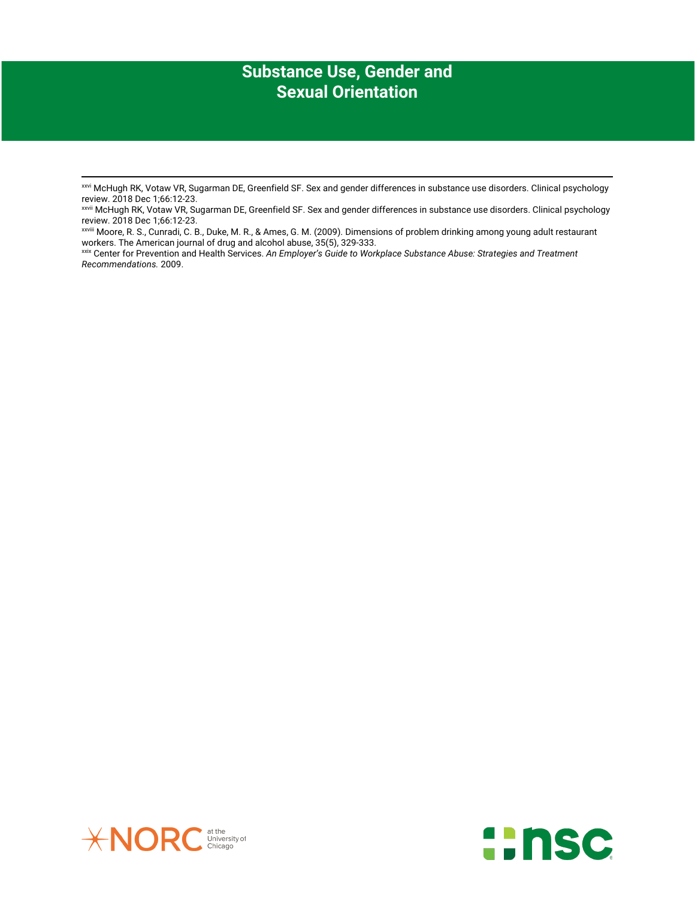# Substance Use, Gender and Sexual Orientation

---

[xxvi] McHugh RK, Votaw VR, Sugarman DE, Greenfield SF. Sex and gender differences in substance use disorders. Clinical psychology review. 2018 Dec 1;66:12-23.

[xxvii] McHugh RK, Votaw VR, Sugarman DE, Greenfield SF. Sex and gender differences in substance use disorders. Clinical psychology review. 2018 Dec 1;66:12-23.

[xxviii] Moore, R. S., Cunradi, C. B., Duke, M. R., & Ames, G. M. (2009). Dimensions of problem drinking among young adult restaurant workers. The American journal of drug and alcohol abuse, 35(5), 329-333.

[xxix] Center for Prevention and Health Services. *An Employer's Guide to Workplace Substance Abuse: Strategies and Treatment Recommendations.* 2009.